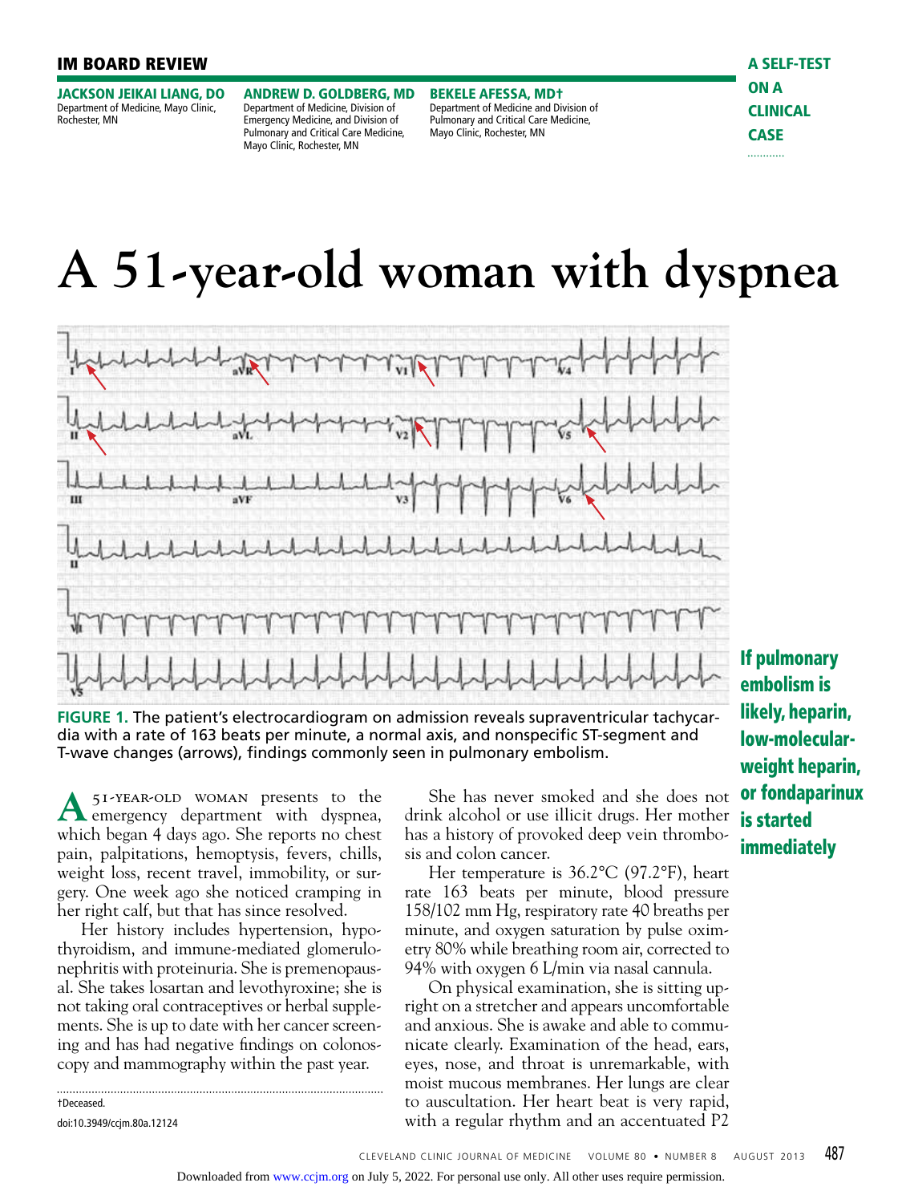IM BOARD REVIEW

A SELF-TEST ON A CLINICAL CASE

**JACKSON JEIKAI LIANG, DO**
Department of Medicine, Mayo Clinic, Rochester, MN

**ANDREW D. GOLDBERG, MD**
Department of Medicine, Division of Emergency Medicine, and Division of Pulmonary and Critical Care Medicine, Mayo Clinic, Rochester, MN

**BEKELE AFESSA, MD†**
Department of Medicine and Division of Pulmonary and Critical Care Medicine, Mayo Clinic, Rochester, MN

# A 51-year-old woman with dyspnea

**FIGURE 1.** The patient's electrocardiogram on admission reveals supraventricular tachycardia with a rate of 163 beats per minute, a normal axis, and nonspecific ST-segment and T-wave changes (arrows), findings commonly seen in pulmonary embolism.

A 51-YEAR-OLD WOMAN presents to the emergency department with dyspnea, which began 4 days ago. She reports no chest pain, palpitations, hemoptysis, fevers, chills, weight loss, recent travel, immobility, or surgery. One week ago she noticed cramping in her right calf, but that has since resolved.

Her history includes hypertension, hypothyroidism, and immune-mediated glomerulonephritis with proteinuria. She is premenopausal. She takes losartan and levothyroxine; she is not taking oral contraceptives or herbal supplements. She is up to date with her cancer screening and has had negative findings on colonoscopy and mammography within the past year.

She has never smoked and she does not drink alcohol or use illicit drugs. Her mother has a history of provoked deep vein thrombosis and colon cancer.

Her temperature is 36.2°C (97.2°F), heart rate 163 beats per minute, blood pressure 158/102 mm Hg, respiratory rate 40 breaths per minute, and oxygen saturation by pulse oximetry 80% while breathing room air, corrected to 94% with oxygen 6 L/min via nasal cannula.

On physical examination, she is sitting upright on a stretcher and appears uncomfortable and anxious. She is awake and able to communicate clearly. Examination of the head, ears, eyes, nose, and throat is unremarkable, with moist mucous membranes. Her lungs are clear to auscultation. Her heart beat is very rapid, with a regular rhythm and an accentuated P2

**If pulmonary embolism is likely, heparin, low-molecular-weight heparin, or fondaparinux is started immediately**

†Deceased.

doi:10.3949/ccjm.80a.12124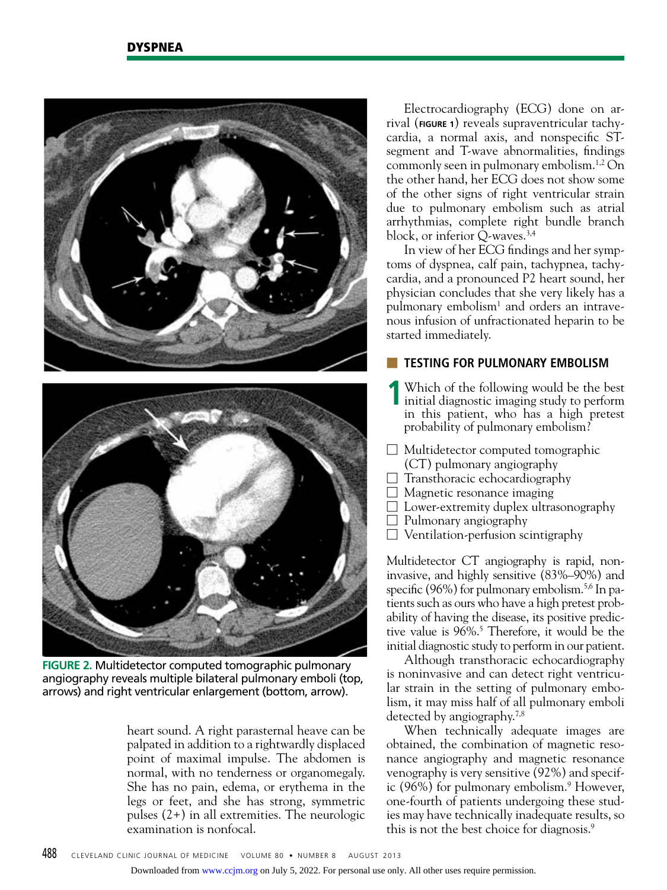FIGURE 2. Multidetector computed tomographic pulmonary angiography reveals multiple bilateral pulmonary emboli (top, arrows) and right ventricular enlargement (bottom, arrow).

heart sound. A right parasternal heave can be palpated in addition to a rightwardly displaced point of maximal impulse. The abdomen is normal, with no tenderness or organomegaly. She has no pain, edema, or erythema in the legs or feet, and she has strong, symmetric pulses (2+) in all extremities. The neurologic examination is nonfocal.

Electrocardiography (ECG) done on arrival (FIGURE 1) reveals supraventricular tachycardia, a normal axis, and nonspecific ST-segment and T-wave abnormalities, findings commonly seen in pulmonary embolism.[1,2] On the other hand, her ECG does not show some of the other signs of right ventricular strain due to pulmonary embolism such as atrial arrhythmias, complete right bundle branch block, or inferior Q-waves.[3,4]

In view of her ECG findings and her symptoms of dyspnea, calf pain, tachypnea, tachycardia, and a pronounced P2 heart sound, her physician concludes that she very likely has a pulmonary embolism[1] and orders an intravenous infusion of unfractionated heparin to be started immediately.

## TESTING FOR PULMONARY EMBOLISM

**1** Which of the following would be the best initial diagnostic imaging study to perform in this patient, who has a high pretest probability of pulmonary embolism?

- ☐ Multidetector computed tomographic (CT) pulmonary angiography
- ☐ Transthoracic echocardiography
- ☐ Magnetic resonance imaging
- ☐ Lower-extremity duplex ultrasonography
- ☐ Pulmonary angiography
- ☐ Ventilation-perfusion scintigraphy

Multidetector CT angiography is rapid, noninvasive, and highly sensitive (83%–90%) and specific (96%) for pulmonary embolism.[5,6] In patients such as ours who have a high pretest probability of having the disease, its positive predictive value is 96%.[5] Therefore, it would be the initial diagnostic study to perform in our patient.

Although transthoracic echocardiography is noninvasive and can detect right ventricular strain in the setting of pulmonary embolism, it may miss half of all pulmonary emboli detected by angiography.[7,8]

When technically adequate images are obtained, the combination of magnetic resonance angiography and magnetic resonance venography is very sensitive (92%) and specific (96%) for pulmonary embolism.[9] However, one-fourth of patients undergoing these studies may have technically inadequate results, so this is not the best choice for diagnosis.[9]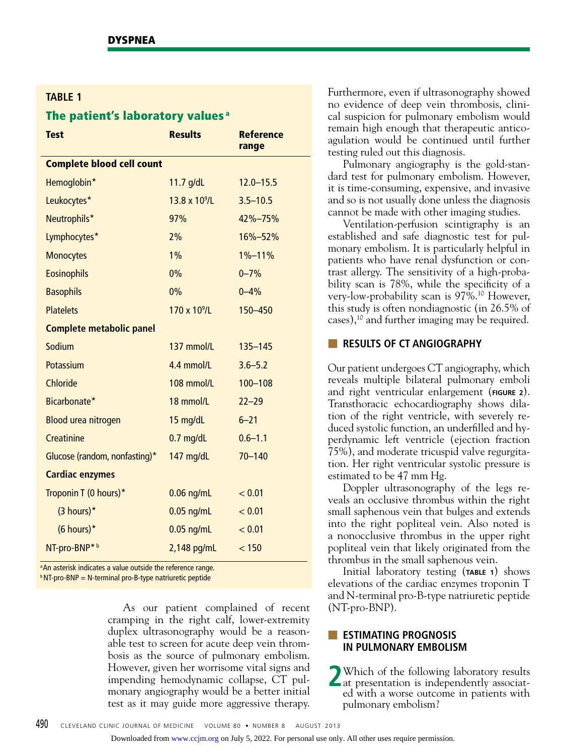## TABLE 1

### The patient's laboratory values [a]

| Test | Results | Reference range |
|---|---|---|
| **Complete blood cell count** | | |
| Hemoglobin* | 11.7 g/dL | 12.0–15.5 |
| Leukocytes* | 13.8 x $10^9$/L | 3.5–10.5 |
| Neutrophils* | 97% | 42%–75% |
| Lymphocytes* | 2% | 16%–52% |
| Monocytes | 1% | 1%–11% |
| Eosinophils | 0% | 0–7% |
| Basophils | 0% | 0–4% |
| Platelets | 170 x $10^9$/L | 150–450 |
| **Complete metabolic panel** | | |
| Sodium | 137 mmol/L | 135–145 |
| Potassium | 4.4 mmol/L | 3.6–5.2 |
| Chloride | 108 mmol/L | 100–108 |
| Bicarbonate* | 18 mmol/L | 22–29 |
| Blood urea nitrogen | 15 mg/dL | 6–21 |
| Creatinine | 0.7 mg/dL | 0.6–1.1 |
| Glucose (random, nonfasting)* | 147 mg/dL | 70–140 |
| **Cardiac enzymes** | | |
| Troponin T (0 hours)* | 0.06 ng/mL | < 0.01 |
| (3 hours)* | 0.05 ng/mL | < 0.01 |
| (6 hours)* | 0.05 ng/mL | < 0.01 |
| NT-pro-BNP* [b] | 2,148 pg/mL | < 150 |

[a] An asterisk indicates a value outside the reference range.
[b] NT-pro-BNP = N-terminal pro-B-type natriuretic peptide

As our patient complained of recent cramping in the right calf, lower-extremity duplex ultrasonography would be a reasonable test to screen for acute deep vein thrombosis as the source of pulmonary embolism. However, given her worrisome vital signs and impending hemodynamic collapse, CT pulmonary angiography would be a better initial test as it may guide more aggressive therapy. Furthermore, even if ultrasonography showed no evidence of deep vein thrombosis, clinical suspicion for pulmonary embolism would remain high enough that therapeutic anticoagulation would be continued until further testing ruled out this diagnosis.

Pulmonary angiography is the gold-standard test for pulmonary embolism. However, it is time-consuming, expensive, and invasive and so is not usually done unless the diagnosis cannot be made with other imaging studies.

Ventilation-perfusion scintigraphy is an established and safe diagnostic test for pulmonary embolism. It is particularly helpful in patients who have renal dysfunction or contrast allergy. The sensitivity of a high-probability scan is 78%, while the specificity of a very-low-probability scan is 97%.[10] However, this study is often nondiagnostic (in 26.5% of cases),[10] and further imaging may be required.

## RESULTS OF CT ANGIOGRAPHY

Our patient undergoes CT angiography, which reveals multiple bilateral pulmonary emboli and right ventricular enlargement (FIGURE 2). Transthoracic echocardiography shows dilation of the right ventricle, with severely reduced systolic function, an underfilled and hyperdynamic left ventricle (ejection fraction 75%), and moderate tricuspid valve regurgitation. Her right ventricular systolic pressure is estimated to be 47 mm Hg.

Doppler ultrasonography of the legs reveals an occlusive thrombus within the right small saphenous vein that bulges and extends into the right popliteal vein. Also noted is a nonocclusive thrombus in the upper right popliteal vein that likely originated from the thrombus in the small saphenous vein.

Initial laboratory testing (TABLE 1) shows elevations of the cardiac enzymes troponin T and N-terminal pro-B-type natriuretic peptide (NT-pro-BNP).

## ESTIMATING PROGNOSIS IN PULMONARY EMBOLISM

**2** Which of the following laboratory results at presentation is independently associated with a worse outcome in patients with pulmonary embolism?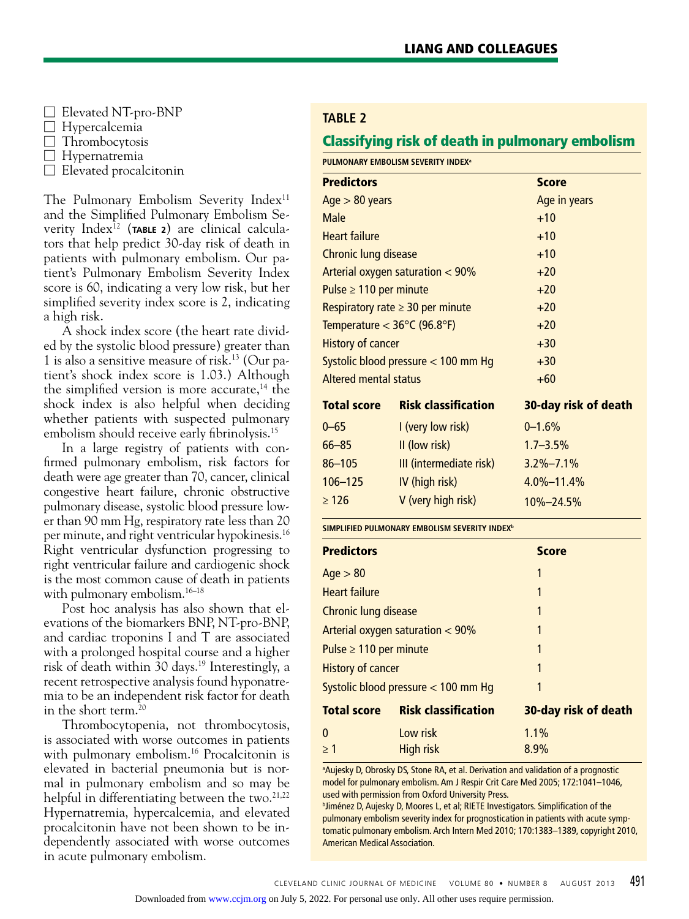☐ Elevated NT-pro-BNP
☐ Hypercalcemia
☐ Thrombocytosis
☐ Hypernatremia
☐ Elevated procalcitonin

The Pulmonary Embolism Severity Index[11] and the Simplified Pulmonary Embolism Severity Index[12] (**TABLE 2**) are clinical calculators that help predict 30-day risk of death in patients with pulmonary embolism. Our patient's Pulmonary Embolism Severity Index score is 60, indicating a very low risk, but her simplified severity index score is 2, indicating a high risk.

A shock index score (the heart rate divided by the systolic blood pressure) greater than 1 is also a sensitive measure of risk.[13] (Our patient's shock index score is 1.03.) Although the simplified version is more accurate,[14] the shock index is also helpful when deciding whether patients with suspected pulmonary embolism should receive early fibrinolysis.[15]

In a large registry of patients with confirmed pulmonary embolism, risk factors for death were age greater than 70, cancer, clinical congestive heart failure, chronic obstructive pulmonary disease, systolic blood pressure lower than 90 mm Hg, respiratory rate less than 20 per minute, and right ventricular hypokinesis.[16] Right ventricular dysfunction progressing to right ventricular failure and cardiogenic shock is the most common cause of death in patients with pulmonary embolism.[16–18]

Post hoc analysis has also shown that elevations of the biomarkers BNP, NT-pro-BNP, and cardiac troponins I and T are associated with a prolonged hospital course and a higher risk of death within 30 days.[19] Interestingly, a recent retrospective analysis found hyponatremia to be an independent risk factor for death in the short term.[20]

Thrombocytopenia, not thrombocytosis, is associated with worse outcomes in patients with pulmonary embolism.[16] Procalcitonin is elevated in bacterial pneumonia but is normal in pulmonary embolism and so may be helpful in differentiating between the two.[21,22] Hypernatremia, hypercalcemia, and elevated procalcitonin have not been shown to be independently associated with worse outcomes in acute pulmonary embolism.

### TABLE 2

## Classifying risk of death in pulmonary embolism

**PULMONARY EMBOLISM SEVERITY INDEX[a]**

| Predictors | Score |
|---|---|
| Age > 80 years | Age in years |
| Male | +10 |
| Heart failure | +10 |
| Chronic lung disease | +10 |
| Arterial oxygen saturation < 90% | +20 |
| Pulse ≥ 110 per minute | +20 |
| Respiratory rate ≥ 30 per minute | +20 |
| Temperature < 36°C (96.8°F) | +20 |
| History of cancer | +30 |
| Systolic blood pressure < 100 mm Hg | +30 |
| Altered mental status | +60 |

| Total score | Risk classification | 30-day risk of death |
|---|---|---|
| 0–65 | I (very low risk) | 0–1.6% |
| 66–85 | II (low risk) | 1.7–3.5% |
| 86–105 | III (intermediate risk) | 3.2%–7.1% |
| 106–125 | IV (high risk) | 4.0%–11.4% |
| ≥ 126 | V (very high risk) | 10%–24.5% |

**SIMPLIFIED PULMONARY EMBOLISM SEVERITY INDEX[b]**

| Predictors | Score |
|---|---|
| Age > 80 | 1 |
| Heart failure | 1 |
| Chronic lung disease | 1 |
| Arterial oxygen saturation < 90% | 1 |
| Pulse ≥ 110 per minute | 1 |
| History of cancer | 1 |
| Systolic blood pressure < 100 mm Hg | 1 |

| Total score | Risk classification | 30-day risk of death |
|---|---|---|
| 0 | Low risk | 1.1% |
| ≥ 1 | High risk | 8.9% |

[a]Aujesky D, Obrosky DS, Stone RA, et al. Derivation and validation of a prognostic model for pulmonary embolism. Am J Respir Crit Care Med 2005; 172:1041–1046, used with permission from Oxford University Press.

[b]Jiménez D, Aujesky D, Moores L, et al; RIETE Investigators. Simplification of the pulmonary embolism severity index for prognostication in patients with acute symptomatic pulmonary embolism. Arch Intern Med 2010; 170:1383–1389, copyright 2010, American Medical Association.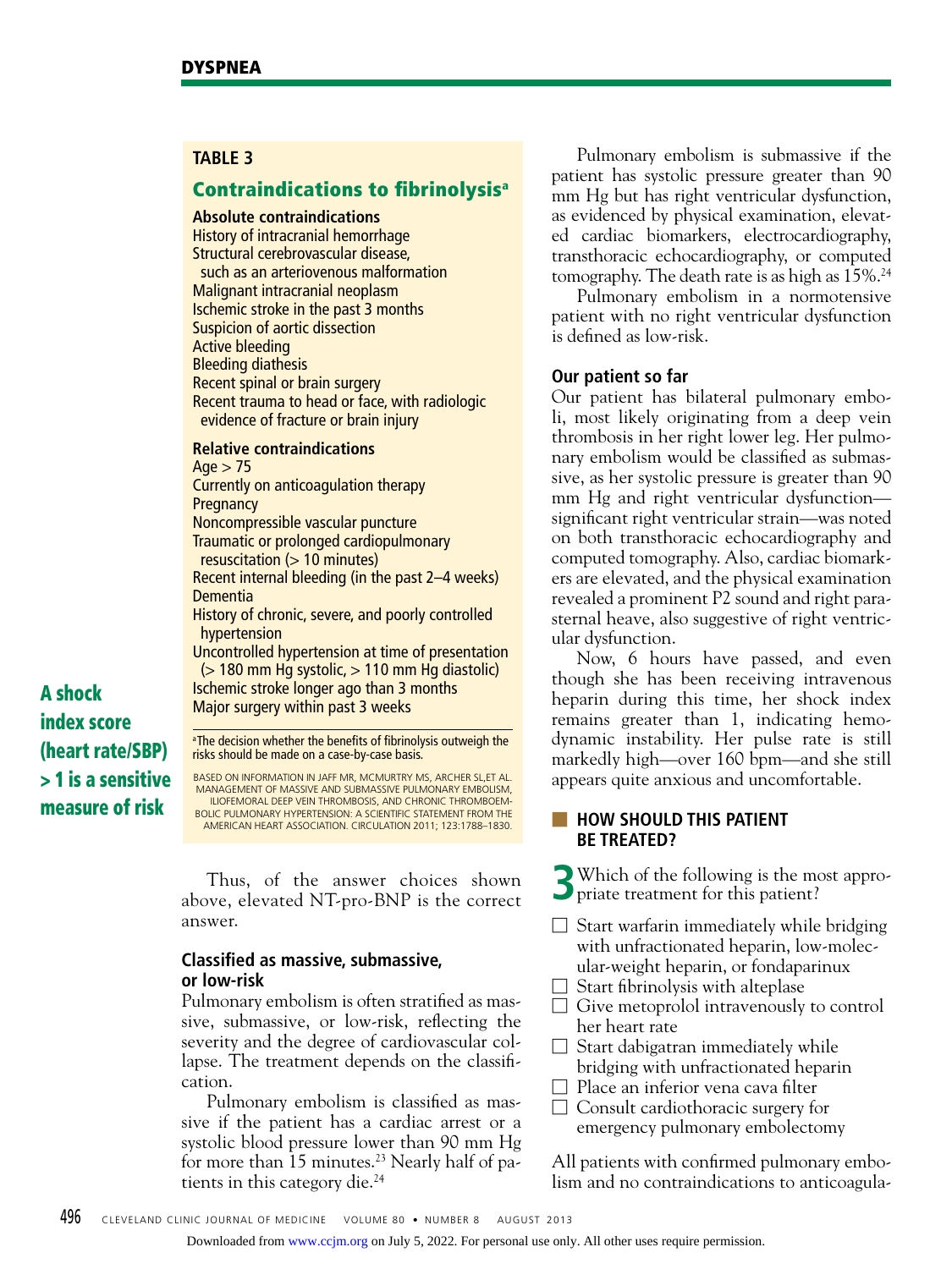## TABLE 3

### Contraindications to fibrinolysis[a]

**Absolute contraindications**

History of intracranial hemorrhage
Structural cerebrovascular disease, such as an arteriovenous malformation
Malignant intracranial neoplasm
Ischemic stroke in the past 3 months
Suspicion of aortic dissection
Active bleeding
Bleeding diathesis
Recent spinal or brain surgery
Recent trauma to head or face, with radiologic evidence of fracture or brain injury

**Relative contraindications**

Age > 75
Currently on anticoagulation therapy
Pregnancy
Noncompressible vascular puncture
Traumatic or prolonged cardiopulmonary resuscitation (> 10 minutes)
Recent internal bleeding (in the past 2–4 weeks)
Dementia
History of chronic, severe, and poorly controlled hypertension
Uncontrolled hypertension at time of presentation (> 180 mm Hg systolic, > 110 mm Hg diastolic)
Ischemic stroke longer ago than 3 months
Major surgery within past 3 weeks

[a]The decision whether the benefits of fibrinolysis outweigh the risks should be made on a case-by-case basis.

BASED ON INFORMATION IN JAFF MR, MCMURTRY MS, ARCHER SL,ET AL. MANAGEMENT OF MASSIVE AND SUBMASSIVE PULMONARY EMBOLISM, ILIOFEMORAL DEEP VEIN THROMBOSIS, AND CHRONIC THROMBOEMBOLIC PULMONARY HYPERTENSION: A SCIENTIFIC STATEMENT FROM THE AMERICAN HEART ASSOCIATION. CIRCULATION 2011; 123:1788–1830.

**A shock index score (heart rate/SBP) > 1 is a sensitive measure of risk**

Thus, of the answer choices shown above, elevated NT-pro-BNP is the correct answer.

### Classified as massive, submassive, or low-risk

Pulmonary embolism is often stratified as massive, submassive, or low-risk, reflecting the severity and the degree of cardiovascular collapse. The treatment depends on the classification.

Pulmonary embolism is classified as massive if the patient has a cardiac arrest or a systolic blood pressure lower than 90 mm Hg for more than 15 minutes.[23] Nearly half of patients in this category die.[24]

Pulmonary embolism is submassive if the patient has systolic pressure greater than 90 mm Hg but has right ventricular dysfunction, as evidenced by physical examination, elevated cardiac biomarkers, electrocardiography, transthoracic echocardiography, or computed tomography. The death rate is as high as 15%.[24]

Pulmonary embolism in a normotensive patient with no right ventricular dysfunction is defined as low-risk.

### Our patient so far

Our patient has bilateral pulmonary emboli, most likely originating from a deep vein thrombosis in her right lower leg. Her pulmonary embolism would be classified as submassive, as her systolic pressure is greater than 90 mm Hg and right ventricular dysfunction—significant right ventricular strain—was noted on both transthoracic echocardiography and computed tomography. Also, cardiac biomarkers are elevated, and the physical examination revealed a prominent P2 sound and right parasternal heave, also suggestive of right ventricular dysfunction.

Now, 6 hours have passed, and even though she has been receiving intravenous heparin during this time, her shock index remains greater than 1, indicating hemodynamic instability. Her pulse rate is still markedly high—over 160 bpm—and she still appears quite anxious and uncomfortable.

## HOW SHOULD THIS PATIENT BE TREATED?

**3** Which of the following is the most appropriate treatment for this patient?

- ☐ Start warfarin immediately while bridging with unfractionated heparin, low-molecular-weight heparin, or fondaparinux
- ☐ Start fibrinolysis with alteplase
- ☐ Give metoprolol intravenously to control her heart rate
- ☐ Start dabigatran immediately while bridging with unfractionated heparin
- ☐ Place an inferior vena cava filter
- ☐ Consult cardiothoracic surgery for emergency pulmonary embolectomy

All patients with confirmed pulmonary embolism and no contraindications to anticoagula-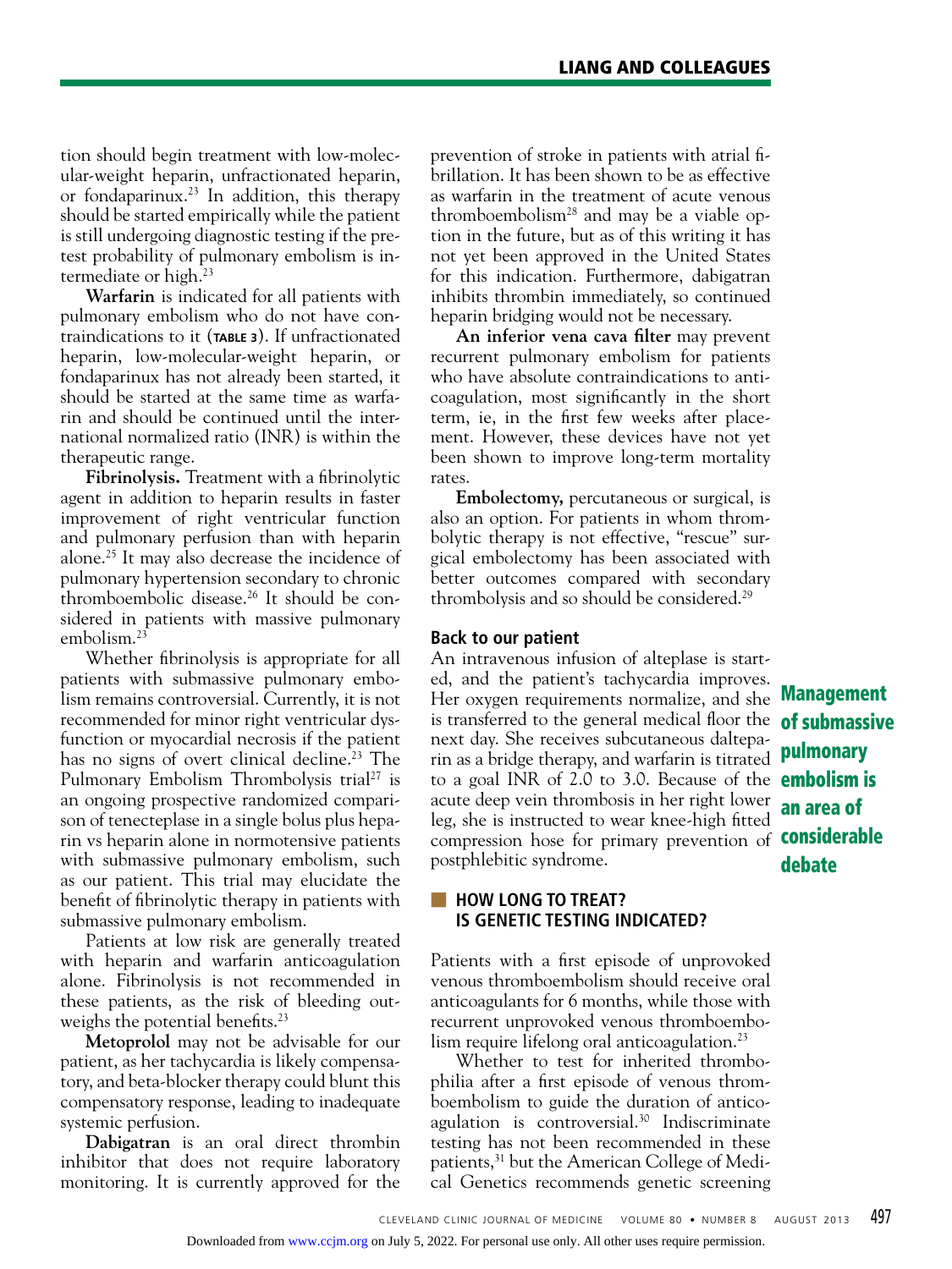tion should begin treatment with low-molecular-weight heparin, unfractionated heparin, or fondaparinux.[23] In addition, this therapy should be started empirically while the patient is still undergoing diagnostic testing if the pretest probability of pulmonary embolism is intermediate or high.[23]

**Warfarin** is indicated for all patients with pulmonary embolism who do not have contraindications to it (**TABLE 3**). If unfractionated heparin, low-molecular-weight heparin, or fondaparinux has not already been started, it should be started at the same time as warfarin and should be continued until the international normalized ratio (INR) is within the therapeutic range.

**Fibrinolysis.** Treatment with a fibrinolytic agent in addition to heparin results in faster improvement of right ventricular function and pulmonary perfusion than with heparin alone.[25] It may also decrease the incidence of pulmonary hypertension secondary to chronic thromboembolic disease.[26] It should be considered in patients with massive pulmonary embolism.[23]

Whether fibrinolysis is appropriate for all patients with submassive pulmonary embolism remains controversial. Currently, it is not recommended for minor right ventricular dysfunction or myocardial necrosis if the patient has no signs of overt clinical decline.[23] The Pulmonary Embolism Thrombolysis trial[27] is an ongoing prospective randomized comparison of tenecteplase in a single bolus plus heparin vs heparin alone in normotensive patients with submassive pulmonary embolism, such as our patient. This trial may elucidate the benefit of fibrinolytic therapy in patients with submassive pulmonary embolism.

Patients at low risk are generally treated with heparin and warfarin anticoagulation alone. Fibrinolysis is not recommended in these patients, as the risk of bleeding outweighs the potential benefits.[23]

**Metoprolol** may not be advisable for our patient, as her tachycardia is likely compensatory, and beta-blocker therapy could blunt this compensatory response, leading to inadequate systemic perfusion.

**Dabigatran** is an oral direct thrombin inhibitor that does not require laboratory monitoring. It is currently approved for the prevention of stroke in patients with atrial fibrillation. It has been shown to be as effective as warfarin in the treatment of acute venous thromboembolism[28] and may be a viable option in the future, but as of this writing it has not yet been approved in the United States for this indication. Furthermore, dabigatran inhibits thrombin immediately, so continued heparin bridging would not be necessary.

**An inferior vena cava filter** may prevent recurrent pulmonary embolism for patients who have absolute contraindications to anticoagulation, most significantly in the short term, ie, in the first few weeks after placement. However, these devices have not yet been shown to improve long-term mortality rates.

**Embolectomy,** percutaneous or surgical, is also an option. For patients in whom thrombolytic therapy is not effective, "rescue" surgical embolectomy has been associated with better outcomes compared with secondary thrombolysis and so should be considered.[29]

### Back to our patient

An intravenous infusion of alteplase is started, and the patient's tachycardia improves. Her oxygen requirements normalize, and she is transferred to the general medical floor the next day. She receives subcutaneous dalteparin as a bridge therapy, and warfarin is titrated to a goal INR of 2.0 to 3.0. Because of the acute deep vein thrombosis in her right lower leg, she is instructed to wear knee-high fitted compression hose for primary prevention of postphlebitic syndrome.

**Management of submassive pulmonary embolism is an area of considerable debate**

## HOW LONG TO TREAT? IS GENETIC TESTING INDICATED?

Patients with a first episode of unprovoked venous thromboembolism should receive oral anticoagulants for 6 months, while those with recurrent unprovoked venous thromboembolism require lifelong oral anticoagulation.[23]

Whether to test for inherited thrombophilia after a first episode of venous thromboembolism to guide the duration of anticoagulation is controversial.[30] Indiscriminate testing has not been recommended in these patients,[31] but the American College of Medical Genetics recommends genetic screening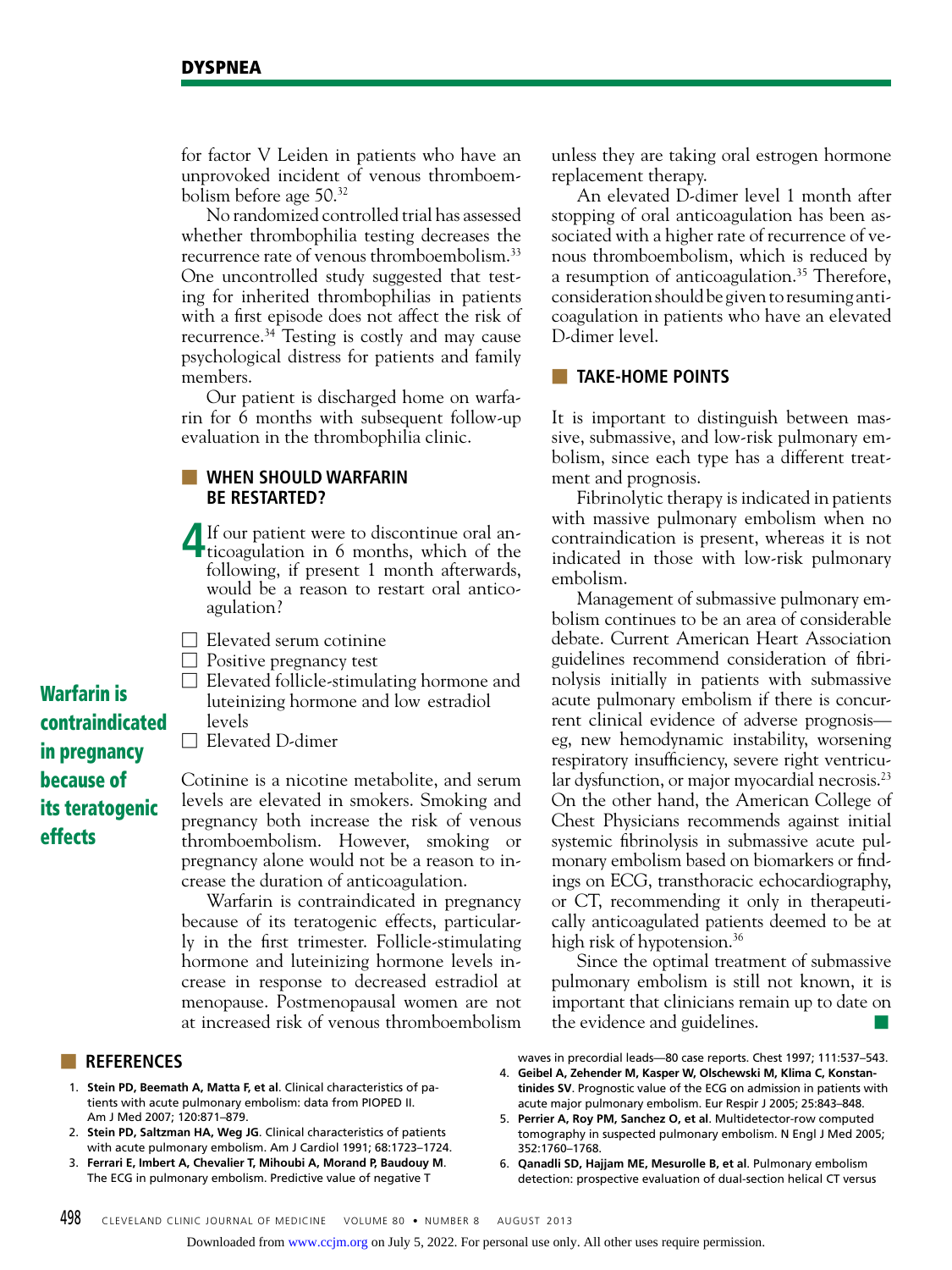for factor V Leiden in patients who have an unprovoked incident of venous thromboembolism before age 50.[32]

No randomized controlled trial has assessed whether thrombophilia testing decreases the recurrence rate of venous thromboembolism.[33] One uncontrolled study suggested that testing for inherited thrombophilias in patients with a first episode does not affect the risk of recurrence.[34] Testing is costly and may cause psychological distress for patients and family members.

Our patient is discharged home on warfarin for 6 months with subsequent follow-up evaluation in the thrombophilia clinic.

## WHEN SHOULD WARFARIN BE RESTARTED?

**4** If our patient were to discontinue oral anticoagulation in 6 months, which of the following, if present 1 month afterwards, would be a reason to restart oral anticoagulation?

- ☐ Elevated serum cotinine
- ☐ Positive pregnancy test
- ☐ Elevated follicle-stimulating hormone and luteinizing hormone and low estradiol levels
- ☐ Elevated D-dimer

**Warfarin is contraindicated in pregnancy because of its teratogenic effects**

Cotinine is a nicotine metabolite, and serum levels are elevated in smokers. Smoking and pregnancy both increase the risk of venous thromboembolism. However, smoking or pregnancy alone would not be a reason to increase the duration of anticoagulation.

Warfarin is contraindicated in pregnancy because of its teratogenic effects, particularly in the first trimester. Follicle-stimulating hormone and luteinizing hormone levels increase in response to decreased estradiol at menopause. Postmenopausal women are not at increased risk of venous thromboembolism unless they are taking oral estrogen hormone replacement therapy.

An elevated D-dimer level 1 month after stopping of oral anticoagulation has been associated with a higher rate of recurrence of venous thromboembolism, which is reduced by a resumption of anticoagulation.[35] Therefore, consideration should be given to resuming anticoagulation in patients who have an elevated D-dimer level.

## TAKE-HOME POINTS

It is important to distinguish between massive, submassive, and low-risk pulmonary embolism, since each type has a different treatment and prognosis.

Fibrinolytic therapy is indicated in patients with massive pulmonary embolism when no contraindication is present, whereas it is not indicated in those with low-risk pulmonary embolism.

Management of submassive pulmonary embolism continues to be an area of considerable debate. Current American Heart Association guidelines recommend consideration of fibrinolysis initially in patients with submassive acute pulmonary embolism if there is concurrent clinical evidence of adverse prognosis—eg, new hemodynamic instability, worsening respiratory insufficiency, severe right ventricular dysfunction, or major myocardial necrosis.[23] On the other hand, the American College of Chest Physicians recommends against initial systemic fibrinolysis in submassive acute pulmonary embolism based on biomarkers or findings on ECG, transthoracic echocardiography, or CT, recommending it only in therapeutically anticoagulated patients deemed to be at high risk of hypotension.[36]

Since the optimal treatment of submassive pulmonary embolism is still not known, it is important that clinicians remain up to date on the evidence and guidelines.

## REFERENCES

1. **Stein PD, Beemath A, Matta F, et al**. Clinical characteristics of patients with acute pulmonary embolism: data from PIOPED II. Am J Med 2007; 120:871–879.
2. **Stein PD, Saltzman HA, Weg JG**. Clinical characteristics of patients with acute pulmonary embolism. Am J Cardiol 1991; 68:1723–1724.
3. **Ferrari E, Imbert A, Chevalier T, Mihoubi A, Morand P, Baudouy M**. The ECG in pulmonary embolism. Predictive value of negative T waves in precordial leads—80 case reports. Chest 1997; 111:537–543.
4. **Geibel A, Zehender M, Kasper W, Olschewski M, Klima C, Konstantinides SV**. Prognostic value of the ECG on admission in patients with acute major pulmonary embolism. Eur Respir J 2005; 25:843–848.
5. **Perrier A, Roy PM, Sanchez O, et al**. Multidetector-row computed tomography in suspected pulmonary embolism. N Engl J Med 2005; 352:1760–1768.
6. **Qanadli SD, Hajjam ME, Mesurolle B, et al**. Pulmonary embolism detection: prospective evaluation of dual-section helical CT versus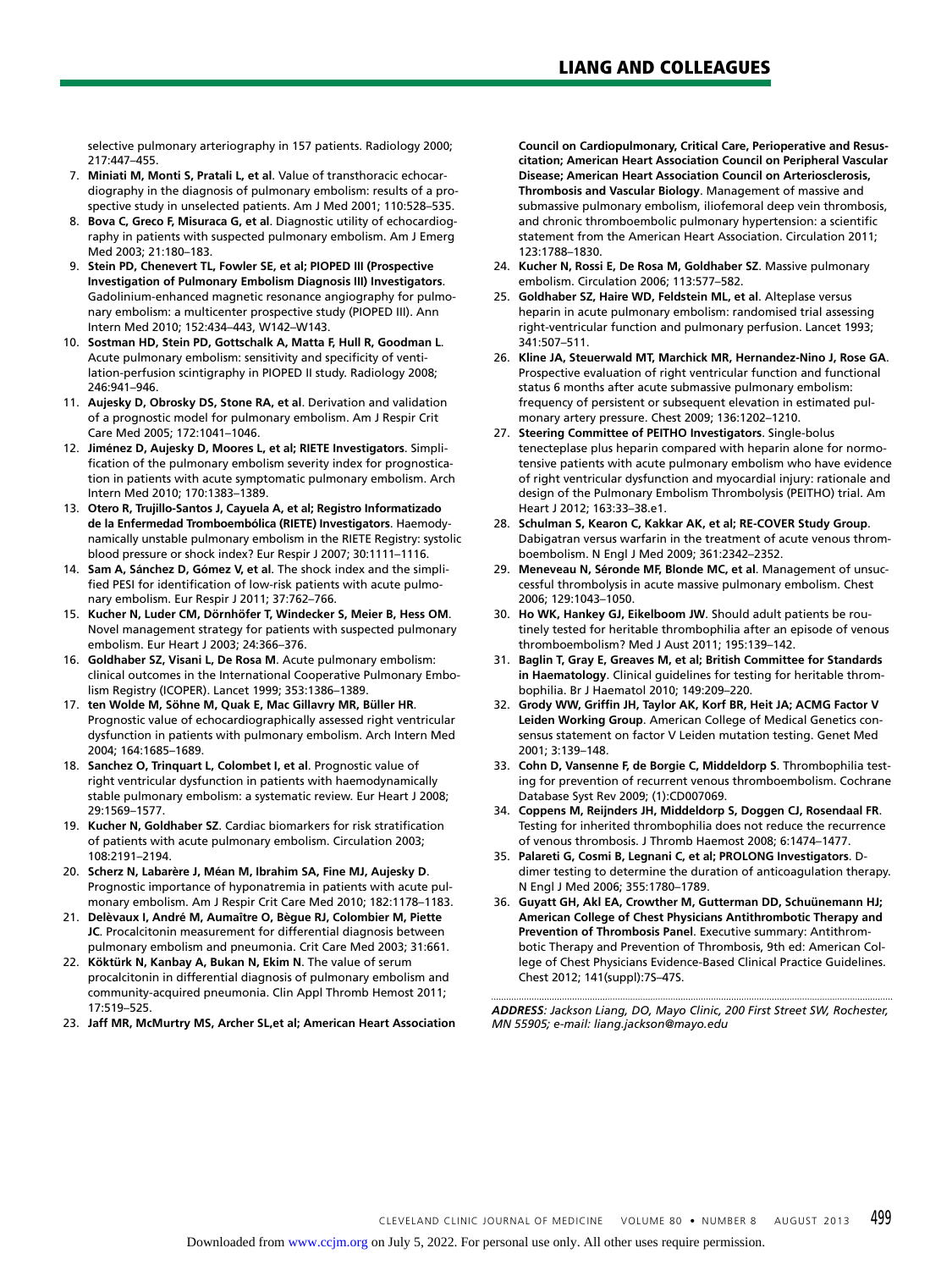selective pulmonary arteriography in 157 patients. Radiology 2000; 217:447–455.

7. **Miniati M, Monti S, Pratali L, et al**. Value of transthoracic echocardiography in the diagnosis of pulmonary embolism: results of a prospective study in unselected patients. Am J Med 2001; 110:528–535.
8. **Bova C, Greco F, Misuraca G, et al**. Diagnostic utility of echocardiography in patients with suspected pulmonary embolism. Am J Emerg Med 2003; 21:180–183.
9. **Stein PD, Chenevert TL, Fowler SE, et al; PIOPED III (Prospective Investigation of Pulmonary Embolism Diagnosis III) Investigators**. Gadolinium-enhanced magnetic resonance angiography for pulmonary embolism: a multicenter prospective study (PIOPED III). Ann Intern Med 2010; 152:434–443, W142–W143.
10. **Sostman HD, Stein PD, Gottschalk A, Matta F, Hull R, Goodman L**. Acute pulmonary embolism: sensitivity and specificity of ventilation-perfusion scintigraphy in PIOPED II study. Radiology 2008; 246:941–946.
11. **Aujesky D, Obrosky DS, Stone RA, et al**. Derivation and validation of a prognostic model for pulmonary embolism. Am J Respir Crit Care Med 2005; 172:1041–1046.
12. **Jiménez D, Aujesky D, Moores L, et al; RIETE Investigators**. Simplification of the pulmonary embolism severity index for prognostication in patients with acute symptomatic pulmonary embolism. Arch Intern Med 2010; 170:1383–1389.
13. **Otero R, Trujillo-Santos J, Cayuela A, et al; Registro Informatizado de la Enfermedad Tromboembólica (RIETE) Investigators**. Haemodynamically unstable pulmonary embolism in the RIETE Registry: systolic blood pressure or shock index? Eur Respir J 2007; 30:1111–1116.
14. **Sam A, Sánchez D, Gómez V, et al**. The shock index and the simplified PESI for identification of low-risk patients with acute pulmonary embolism. Eur Respir J 2011; 37:762–766.
15. **Kucher N, Luder CM, Dörnhöfer T, Windecker S, Meier B, Hess OM**. Novel management strategy for patients with suspected pulmonary embolism. Eur Heart J 2003; 24:366–376.
16. **Goldhaber SZ, Visani L, De Rosa M**. Acute pulmonary embolism: clinical outcomes in the International Cooperative Pulmonary Embolism Registry (ICOPER). Lancet 1999; 353:1386–1389.
17. **ten Wolde M, Söhne M, Quak E, Mac Gillavry MR, Büller HR**. Prognostic value of echocardiographically assessed right ventricular dysfunction in patients with pulmonary embolism. Arch Intern Med 2004; 164:1685–1689.
18. **Sanchez O, Trinquart L, Colombet I, et al**. Prognostic value of right ventricular dysfunction in patients with haemodynamically stable pulmonary embolism: a systematic review. Eur Heart J 2008; 29:1569–1577.
19. **Kucher N, Goldhaber SZ**. Cardiac biomarkers for risk stratification of patients with acute pulmonary embolism. Circulation 2003; 108:2191–2194.
20. **Scherz N, Labarère J, Méan M, Ibrahim SA, Fine MJ, Aujesky D**. Prognostic importance of hyponatremia in patients with acute pulmonary embolism. Am J Respir Crit Care Med 2010; 182:1178–1183.
21. **Delèvaux I, André M, Aumaître O, Bègue RJ, Colombier M, Piette JC**. Procalcitonin measurement for differential diagnosis between pulmonary embolism and pneumonia. Crit Care Med 2003; 31:661.
22. **Köktürk N, Kanbay A, Bukan N, Ekim N**. The value of serum procalcitonin in differential diagnosis of pulmonary embolism and community-acquired pneumonia. Clin Appl Thromb Hemost 2011; 17:519–525.
23. **Jaff MR, McMurtry MS, Archer SL,et al; American Heart Association Council on Cardiopulmonary, Critical Care, Perioperative and Resuscitation; American Heart Association Council on Peripheral Vascular Disease; American Heart Association Council on Arteriosclerosis, Thrombosis and Vascular Biology**. Management of massive and submassive pulmonary embolism, iliofemoral deep vein thrombosis, and chronic thromboembolic pulmonary hypertension: a scientific statement from the American Heart Association. Circulation 2011; 123:1788–1830.
24. **Kucher N, Rossi E, De Rosa M, Goldhaber SZ**. Massive pulmonary embolism. Circulation 2006; 113:577–582.
25. **Goldhaber SZ, Haire WD, Feldstein ML, et al**. Alteplase versus heparin in acute pulmonary embolism: randomised trial assessing right-ventricular function and pulmonary perfusion. Lancet 1993; 341:507–511.
26. **Kline JA, Steuerwald MT, Marchick MR, Hernandez-Nino J, Rose GA**. Prospective evaluation of right ventricular function and functional status 6 months after acute submassive pulmonary embolism: frequency of persistent or subsequent elevation in estimated pulmonary artery pressure. Chest 2009; 136:1202–1210.
27. **Steering Committee of PEITHO Investigators**. Single-bolus tenecteplase plus heparin compared with heparin alone for normotensive patients with acute pulmonary embolism who have evidence of right ventricular dysfunction and myocardial injury: rationale and design of the Pulmonary Embolism Thrombolysis (PEITHO) trial. Am Heart J 2012; 163:33–38.e1.
28. **Schulman S, Kearon C, Kakkar AK, et al; RE-COVER Study Group**. Dabigatran versus warfarin in the treatment of acute venous thromboembolism. N Engl J Med 2009; 361:2342–2352.
29. **Meneveau N, Séronde MF, Blonde MC, et al**. Management of unsuccessful thrombolysis in acute massive pulmonary embolism. Chest 2006; 129:1043–1050.
30. **Ho WK, Hankey GJ, Eikelboom JW**. Should adult patients be routinely tested for heritable thrombophilia after an episode of venous thromboembolism? Med J Aust 2011; 195:139–142.
31. **Baglin T, Gray E, Greaves M, et al; British Committee for Standards in Haematology**. Clinical guidelines for testing for heritable thrombophilia. Br J Haematol 2010; 149:209–220.
32. **Grody WW, Griffin JH, Taylor AK, Korf BR, Heit JA; ACMG Factor V Leiden Working Group**. American College of Medical Genetics consensus statement on factor V Leiden mutation testing. Genet Med 2001; 3:139–148.
33. **Cohn D, Vansenne F, de Borgie C, Middeldorp S**. Thrombophilia testing for prevention of recurrent venous thromboembolism. Cochrane Database Syst Rev 2009; (1):CD007069.
34. **Coppens M, Reijnders JH, Middeldorp S, Doggen CJ, Rosendaal FR**. Testing for inherited thrombophilia does not reduce the recurrence of venous thrombosis. J Thromb Haemost 2008; 6:1474–1477.
35. **Palareti G, Cosmi B, Legnani C, et al; PROLONG Investigators**. D-dimer testing to determine the duration of anticoagulation therapy. N Engl J Med 2006; 355:1780–1789.
36. **Guyatt GH, Akl EA, Crowther M, Gutterman DD, Schuünemann HJ; American College of Chest Physicians Antithrombotic Therapy and Prevention of Thrombosis Panel**. Executive summary: Antithrombotic Therapy and Prevention of Thrombosis, 9th ed: American College of Chest Physicians Evidence-Based Clinical Practice Guidelines. Chest 2012; 141(suppl):7S–47S.

***ADDRESS**: Jackson Liang, DO, Mayo Clinic, 200 First Street SW, Rochester, MN 55905; e-mail: liang.jackson@mayo.edu*